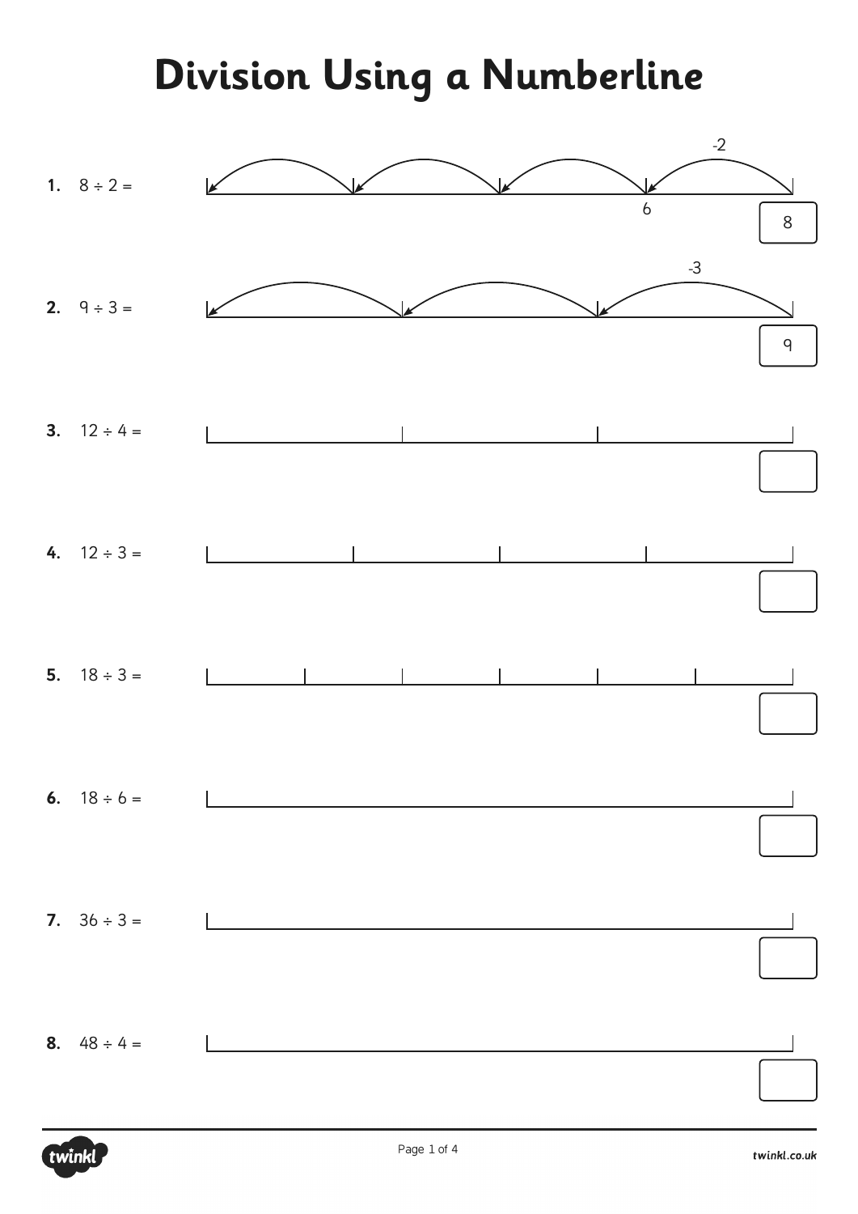# Division Using a Numberline

1. $8 \div 2 =$

   -2

   6

   8

2. $9 \div 3 =$

   -3

   9

3. $12 \div 4 =$

4. $12 \div 3 =$

5. $18 \div 3 =$

6. $18 \div 6 =$

7. $36 \div 3 =$

8. $48 \div 4 =$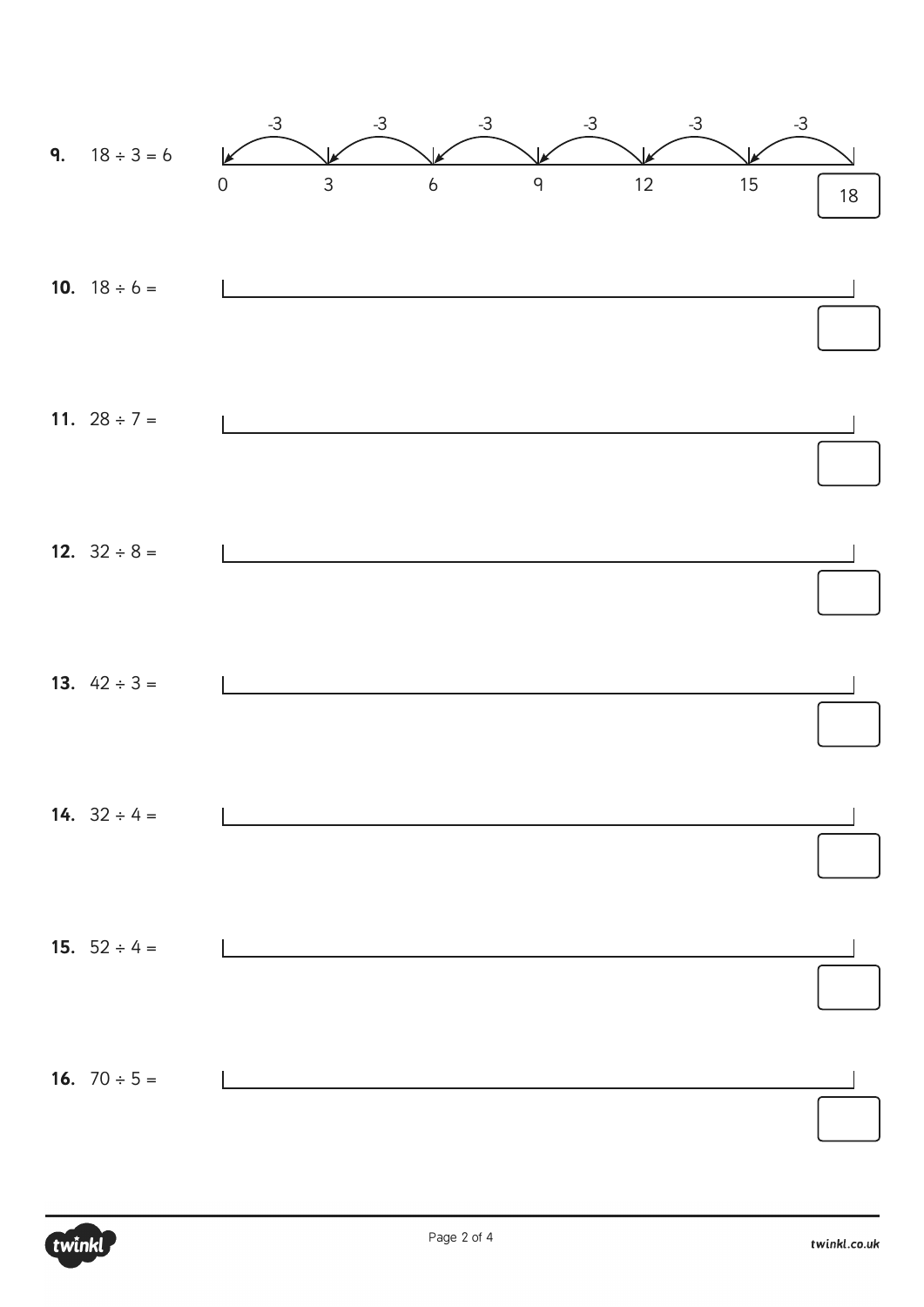9. $18 \div 3 = 6$

-3 -3 -3 -3 -3 -3

0 3 6 9 12 15 18

10. $18 \div 6 =$

11. $28 \div 7 =$

12. $32 \div 8 =$

13. $42 \div 3 =$

14. $32 \div 4 =$

15. $52 \div 4 =$

16. $70 \div 5 =$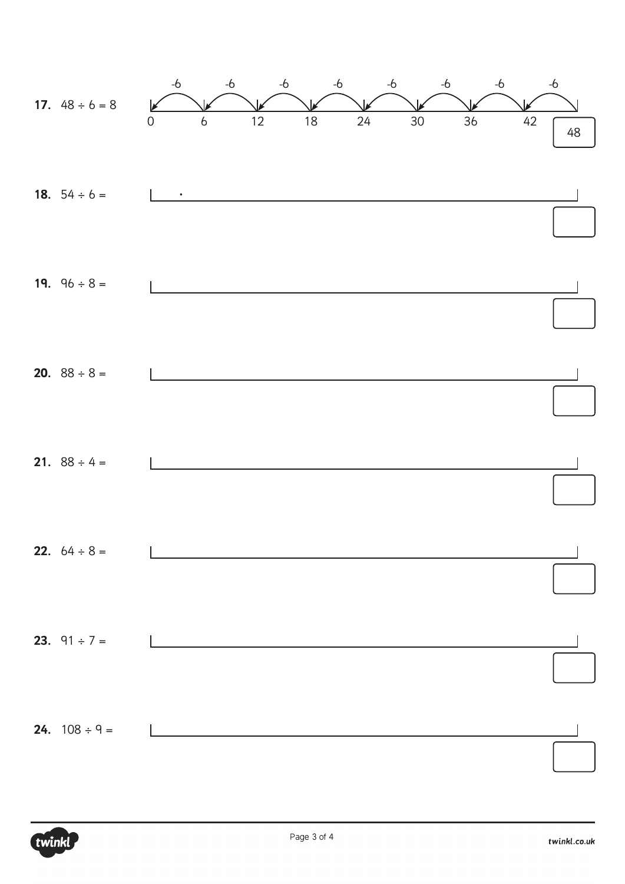**17.** $48 \div 6 = 8$

-6 -6 -6 -6 -6 -6 -6 -6

0 6 12 18 24 30 36 42 48

**18.** $54 \div 6 =$

**19.** $96 \div 8 =$

**20.** $88 \div 8 =$

**21.** $88 \div 4 =$

**22.** $64 \div 8 =$

**23.** $91 \div 7 =$

**24.** $108 \div 9 =$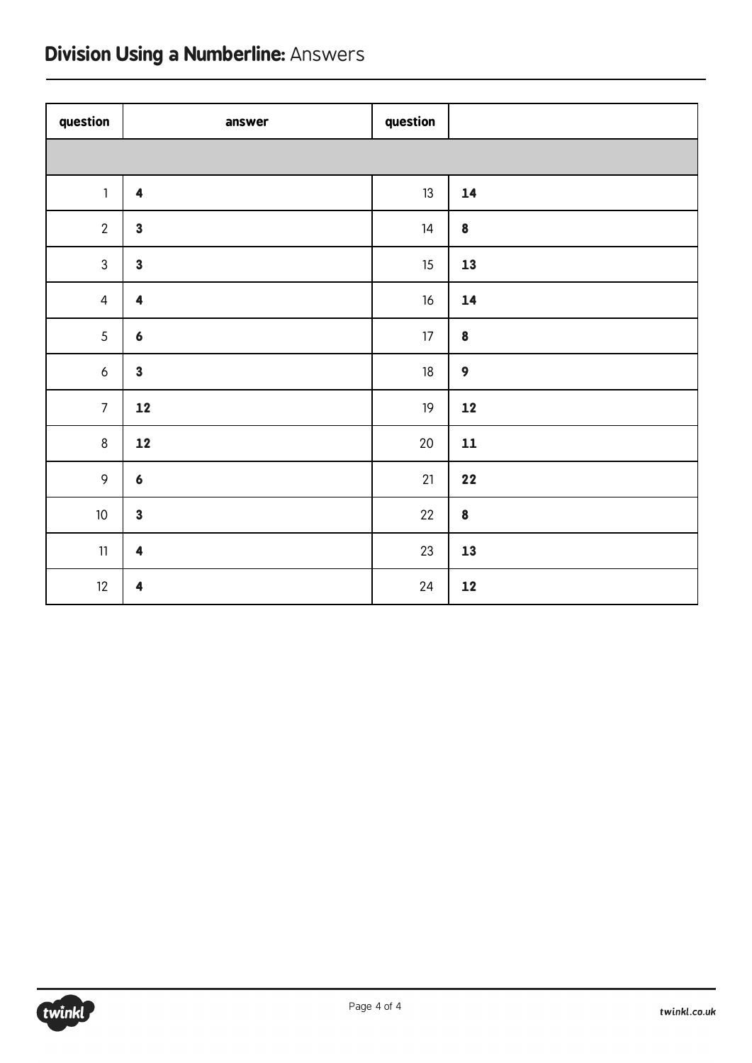## **Division Using a Numberline:** Answers

| question | answer | question | |
|---|---|---|---|
| | | | |
| 1 | **4** | 13 | **14** |
| 2 | **3** | 14 | **8** |
| 3 | **3** | 15 | **13** |
| 4 | **4** | 16 | **14** |
| 5 | **6** | 17 | **8** |
| 6 | **3** | 18 | **9** |
| 7 | **12** | 19 | **12** |
| 8 | **12** | 20 | **11** |
| 9 | **6** | 21 | **22** |
| 10 | **3** | 22 | **8** |
| 11 | **4** | 23 | **13** |
| 12 | **4** | 24 | **12** |